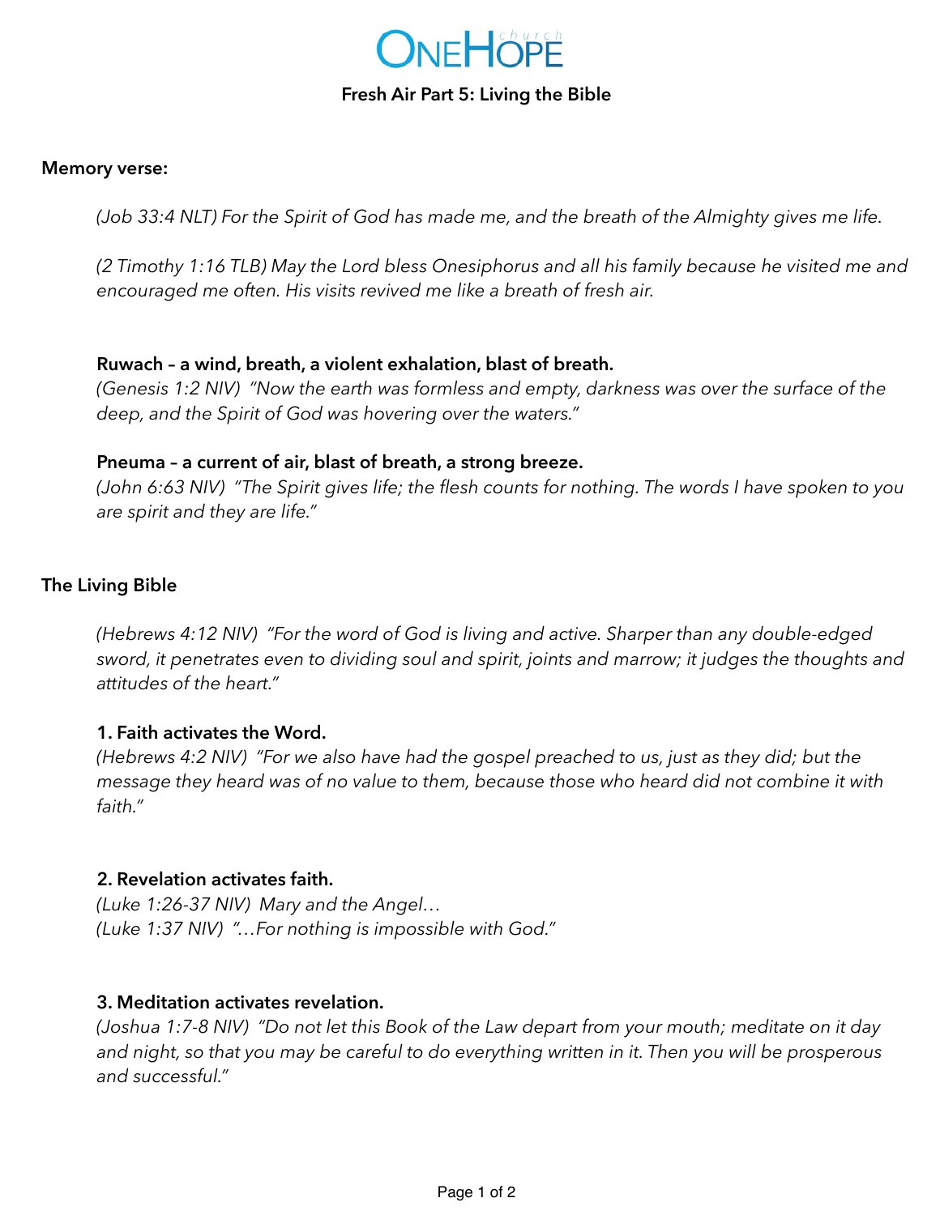# ONEHOPE church

## Fresh Air Part 5: Living the Bible

**Memory verse:**

*(Job 33:4 NLT) For the Spirit of God has made me, and the breath of the Almighty gives me life.*

*(2 Timothy 1:16 TLB) May the Lord bless Onesiphorus and all his family because he visited me and encouraged me often. His visits revived me like a breath of fresh air.*

**Ruwach – a wind, breath, a violent exhalation, blast of breath.**
*(Genesis 1:2 NIV) "Now the earth was formless and empty, darkness was over the surface of the deep, and the Spirit of God was hovering over the waters."*

**Pneuma – a current of air, blast of breath, a strong breeze.**
*(John 6:63 NIV) "The Spirit gives life; the flesh counts for nothing. The words I have spoken to you are spirit and they are life."*

**The Living Bible**

*(Hebrews 4:12 NIV) "For the word of God is living and active. Sharper than any double-edged sword, it penetrates even to dividing soul and spirit, joints and marrow; it judges the thoughts and attitudes of the heart."*

**1. Faith activates the Word.**
*(Hebrews 4:2 NIV) "For we also have had the gospel preached to us, just as they did; but the message they heard was of no value to them, because those who heard did not combine it with faith."*

**2. Revelation activates faith.**
*(Luke 1:26-37 NIV) Mary and the Angel…*
*(Luke 1:37 NIV) "…For nothing is impossible with God."*

**3. Meditation activates revelation.**
*(Joshua 1:7-8 NIV) "Do not let this Book of the Law depart from your mouth; meditate on it day and night, so that you may be careful to do everything written in it. Then you will be prosperous and successful."*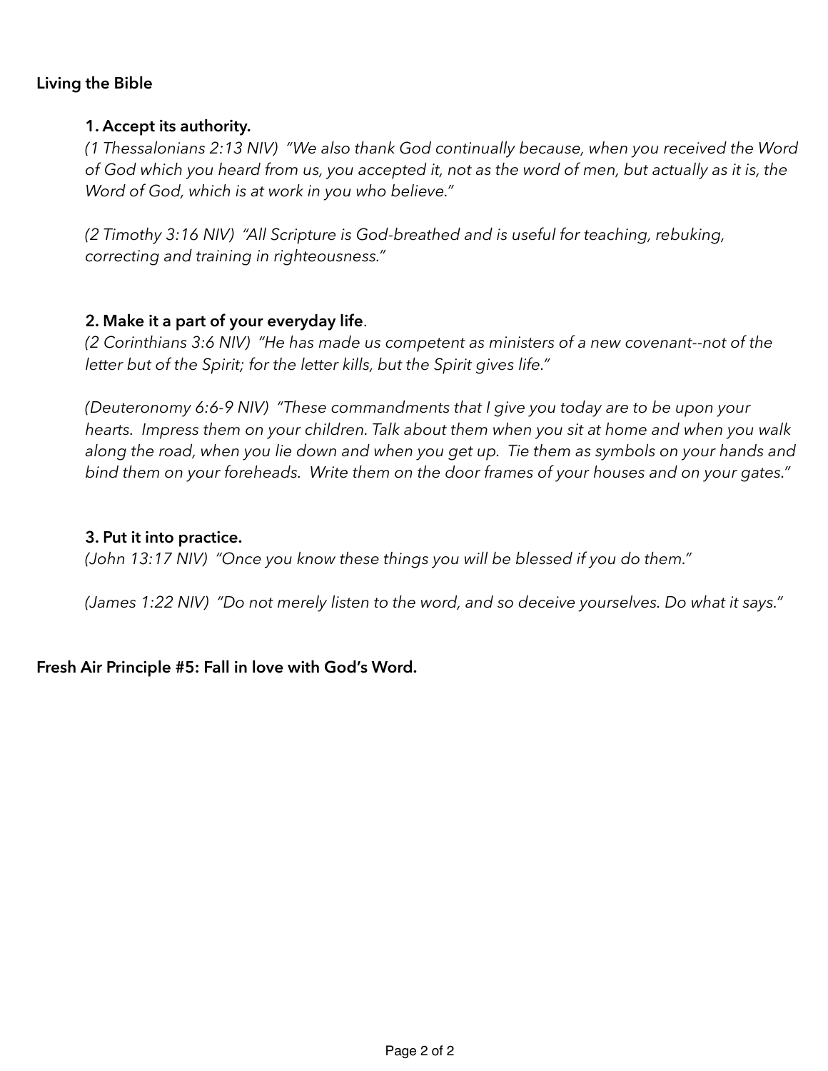**Living the Bible**

**1. Accept its authority.**

*(1 Thessalonians 2:13 NIV) "We also thank God continually because, when you received the Word of God which you heard from us, you accepted it, not as the word of men, but actually as it is, the Word of God, which is at work in you who believe."*

*(2 Timothy 3:16 NIV) "All Scripture is God-breathed and is useful for teaching, rebuking, correcting and training in righteousness."*

**2. Make it a part of your everyday life**.

*(2 Corinthians 3:6 NIV) "He has made us competent as ministers of a new covenant--not of the letter but of the Spirit; for the letter kills, but the Spirit gives life."*

*(Deuteronomy 6:6-9 NIV) "These commandments that I give you today are to be upon your hearts. Impress them on your children. Talk about them when you sit at home and when you walk along the road, when you lie down and when you get up. Tie them as symbols on your hands and bind them on your foreheads. Write them on the door frames of your houses and on your gates."*

**3. Put it into practice.**

*(John 13:17 NIV) "Once you know these things you will be blessed if you do them."*

*(James 1:22 NIV) "Do not merely listen to the word, and so deceive yourselves. Do what it says."*

**Fresh Air Principle #5: Fall in love with God's Word.**